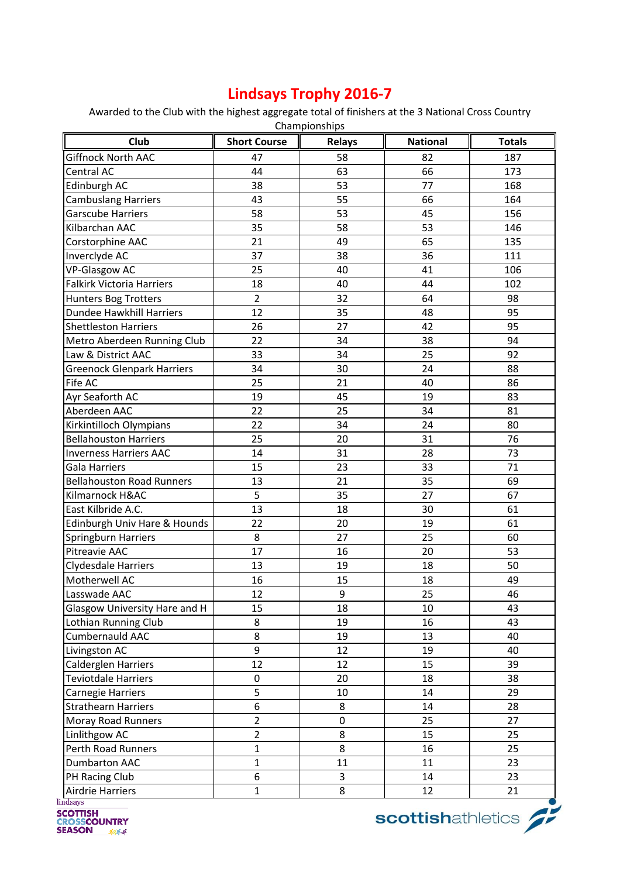# Lindsays Trophy 2016-7

Awarded to the Club with the highest aggregate total of finishers at the 3 National Cross Country Championships

| Club | Short Course | Relays | National | Totals |
|---|---|---|---|---|
| Giffnock North AAC | 47 | 58 | 82 | 187 |
| Central AC | 44 | 63 | 66 | 173 |
| Edinburgh AC | 38 | 53 | 77 | 168 |
| Cambuslang Harriers | 43 | 55 | 66 | 164 |
| Garscube Harriers | 58 | 53 | 45 | 156 |
| Kilbarchan AAC | 35 | 58 | 53 | 146 |
| Corstorphine AAC | 21 | 49 | 65 | 135 |
| Inverclyde AC | 37 | 38 | 36 | 111 |
| VP-Glasgow AC | 25 | 40 | 41 | 106 |
| Falkirk Victoria Harriers | 18 | 40 | 44 | 102 |
| Hunters Bog Trotters | 2 | 32 | 64 | 98 |
| Dundee Hawkhill Harriers | 12 | 35 | 48 | 95 |
| Shettleston Harriers | 26 | 27 | 42 | 95 |
| Metro Aberdeen Running Club | 22 | 34 | 38 | 94 |
| Law & District AAC | 33 | 34 | 25 | 92 |
| Greenock Glenpark Harriers | 34 | 30 | 24 | 88 |
| Fife AC | 25 | 21 | 40 | 86 |
| Ayr Seaforth AC | 19 | 45 | 19 | 83 |
| Aberdeen AAC | 22 | 25 | 34 | 81 |
| Kirkintilloch Olympians | 22 | 34 | 24 | 80 |
| Bellahouston Harriers | 25 | 20 | 31 | 76 |
| Inverness Harriers AAC | 14 | 31 | 28 | 73 |
| Gala Harriers | 15 | 23 | 33 | 71 |
| Bellahouston Road Runners | 13 | 21 | 35 | 69 |
| Kilmarnock H&AC | 5 | 35 | 27 | 67 |
| East Kilbride A.C. | 13 | 18 | 30 | 61 |
| Edinburgh Univ Hare & Hounds | 22 | 20 | 19 | 61 |
| Springburn Harriers | 8 | 27 | 25 | 60 |
| Pitreavie AAC | 17 | 16 | 20 | 53 |
| Clydesdale Harriers | 13 | 19 | 18 | 50 |
| Motherwell AC | 16 | 15 | 18 | 49 |
| Lasswade AAC | 12 | 9 | 25 | 46 |
| Glasgow University Hare and H | 15 | 18 | 10 | 43 |
| Lothian Running Club | 8 | 19 | 16 | 43 |
| Cumbernauld AAC | 8 | 19 | 13 | 40 |
| Livingston AC | 9 | 12 | 19 | 40 |
| Calderglen Harriers | 12 | 12 | 15 | 39 |
| Teviotdale Harriers | 0 | 20 | 18 | 38 |
| Carnegie Harriers | 5 | 10 | 14 | 29 |
| Strathearn Harriers | 6 | 8 | 14 | 28 |
| Moray Road Runners | 2 | 0 | 25 | 27 |
| Linlithgow AC | 2 | 8 | 15 | 25 |
| Perth Road Runners | 1 | 8 | 16 | 25 |
| Dumbarton AAC | 1 | 11 | 11 | 23 |
| PH Racing Club | 6 | 3 | 14 | 23 |
| Airdrie Harriers | 1 | 8 | 12 | 21 |

lindsays SCOTTISH CROSSCOUNTRY SEASON

scottishathletics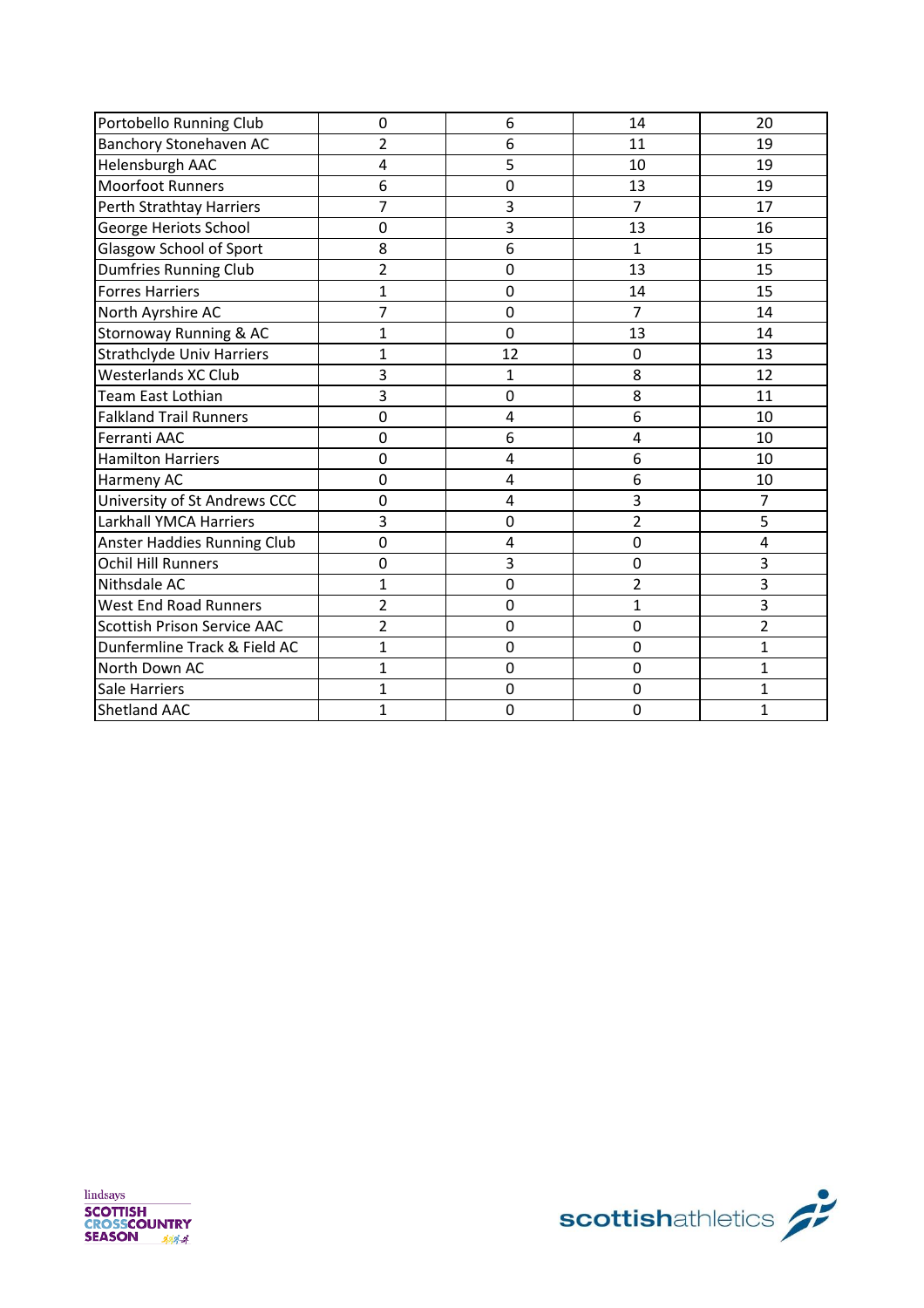| | | | | |
|---|---|---|---|---|
| Portobello Running Club | 0 | 6 | 14 | 20 |
| Banchory Stonehaven AC | 2 | 6 | 11 | 19 |
| Helensburgh AAC | 4 | 5 | 10 | 19 |
| Moorfoot Runners | 6 | 0 | 13 | 19 |
| Perth Strathtay Harriers | 7 | 3 | 7 | 17 |
| George Heriots School | 0 | 3 | 13 | 16 |
| Glasgow School of Sport | 8 | 6 | 1 | 15 |
| Dumfries Running Club | 2 | 0 | 13 | 15 |
| Forres Harriers | 1 | 0 | 14 | 15 |
| North Ayrshire AC | 7 | 0 | 7 | 14 |
| Stornoway Running & AC | 1 | 0 | 13 | 14 |
| Strathclyde Univ Harriers | 1 | 12 | 0 | 13 |
| Westerlands XC Club | 3 | 1 | 8 | 12 |
| Team East Lothian | 3 | 0 | 8 | 11 |
| Falkland Trail Runners | 0 | 4 | 6 | 10 |
| Ferranti AAC | 0 | 6 | 4 | 10 |
| Hamilton Harriers | 0 | 4 | 6 | 10 |
| Harmeny AC | 0 | 4 | 6 | 10 |
| University of St Andrews CCC | 0 | 4 | 3 | 7 |
| Larkhall YMCA Harriers | 3 | 0 | 2 | 5 |
| Anster Haddies Running Club | 0 | 4 | 0 | 4 |
| Ochil Hill Runners | 0 | 3 | 0 | 3 |
| Nithsdale AC | 1 | 0 | 2 | 3 |
| West End Road Runners | 2 | 0 | 1 | 3 |
| Scottish Prison Service AAC | 2 | 0 | 0 | 2 |
| Dunfermline Track & Field AC | 1 | 0 | 0 | 1 |
| North Down AC | 1 | 0 | 0 | 1 |
| Sale Harriers | 1 | 0 | 0 | 1 |
| Shetland AAC | 1 | 0 | 0 | 1 |

lindsays SCOTTISH CROSSCOUNTRY SEASON

scottishathletics